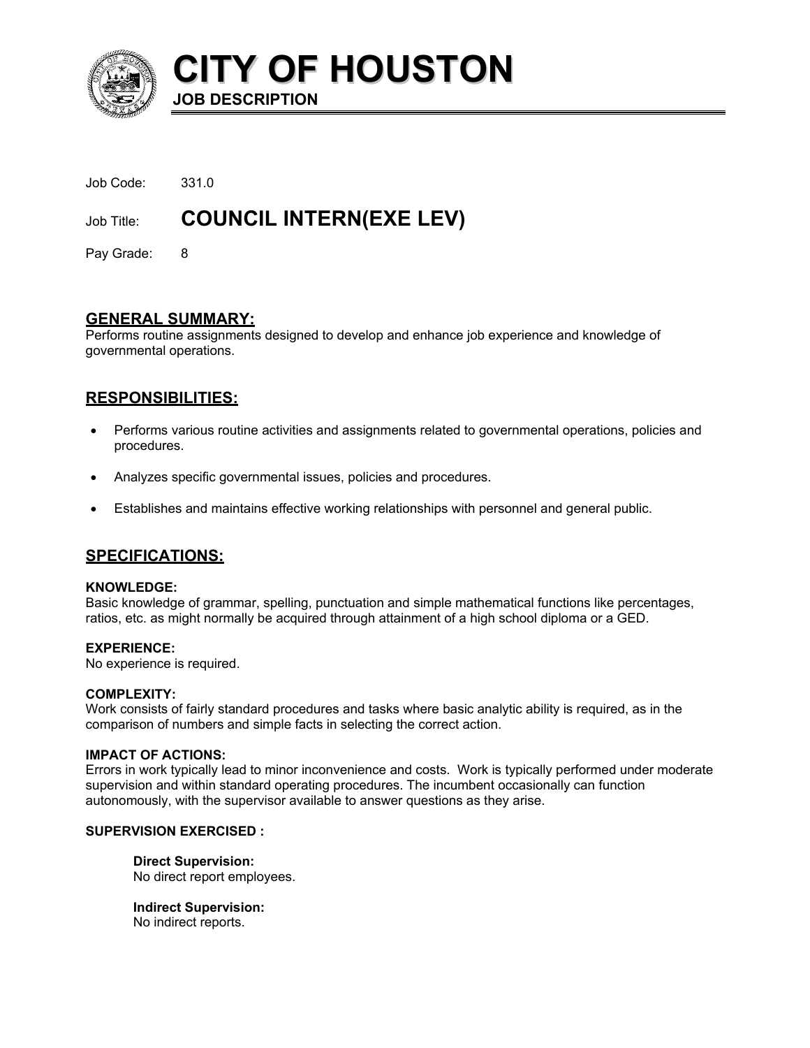# CITY OF HOUSTON

**JOB DESCRIPTION**

Job Code: 331.0

Job Title: **COUNCIL INTERN(EXE LEV)**

Pay Grade: 8

## GENERAL SUMMARY:

Performs routine assignments designed to develop and enhance job experience and knowledge of governmental operations.

## RESPONSIBILITIES:

- Performs various routine activities and assignments related to governmental operations, policies and procedures.
- Analyzes specific governmental issues, policies and procedures.
- Establishes and maintains effective working relationships with personnel and general public.

## SPECIFICATIONS:

**KNOWLEDGE:**
Basic knowledge of grammar, spelling, punctuation and simple mathematical functions like percentages, ratios, etc. as might normally be acquired through attainment of a high school diploma or a GED.

**EXPERIENCE:**
No experience is required.

**COMPLEXITY:**
Work consists of fairly standard procedures and tasks where basic analytic ability is required, as in the comparison of numbers and simple facts in selecting the correct action.

**IMPACT OF ACTIONS:**
Errors in work typically lead to minor inconvenience and costs. Work is typically performed under moderate supervision and within standard operating procedures. The incumbent occasionally can function autonomously, with the supervisor available to answer questions as they arise.

**SUPERVISION EXERCISED :**

**Direct Supervision:**
No direct report employees.

**Indirect Supervision:**
No indirect reports.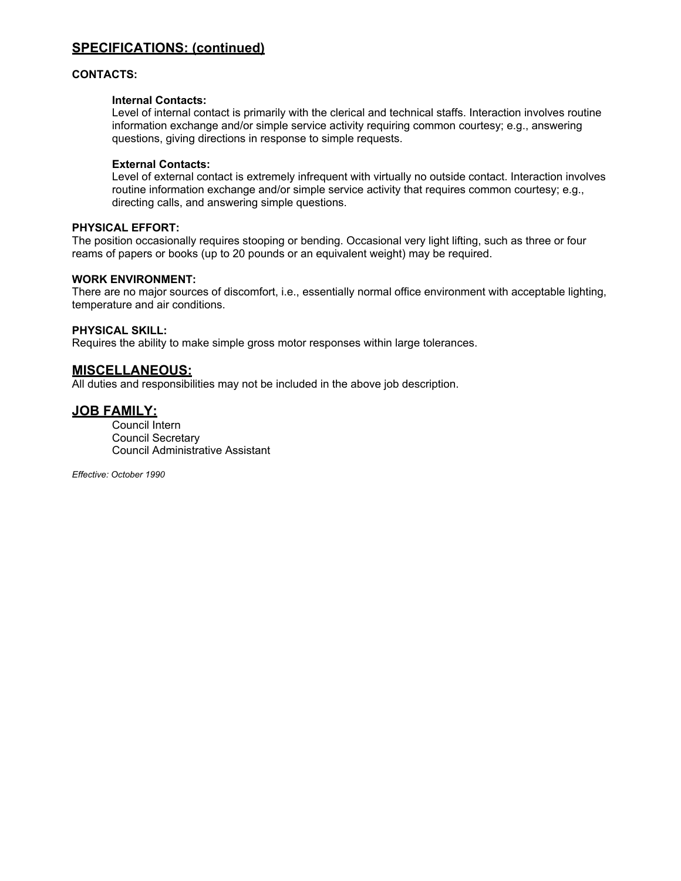## SPECIFICATIONS: (continued)

### CONTACTS:

**Internal Contacts:**
Level of internal contact is primarily with the clerical and technical staffs. Interaction involves routine information exchange and/or simple service activity requiring common courtesy; e.g., answering questions, giving directions in response to simple requests.

**External Contacts:**
Level of external contact is extremely infrequent with virtually no outside contact. Interaction involves routine information exchange and/or simple service activity that requires common courtesy; e.g., directing calls, and answering simple questions.

**PHYSICAL EFFORT:**
The position occasionally requires stooping or bending. Occasional very light lifting, such as three or four reams of papers or books (up to 20 pounds or an equivalent weight) may be required.

**WORK ENVIRONMENT:**
There are no major sources of discomfort, i.e., essentially normal office environment with acceptable lighting, temperature and air conditions.

**PHYSICAL SKILL:**
Requires the ability to make simple gross motor responses within large tolerances.

## MISCELLANEOUS:

All duties and responsibilities may not be included in the above job description.

## JOB FAMILY:

Council Intern
Council Secretary
Council Administrative Assistant

*Effective: October 1990*